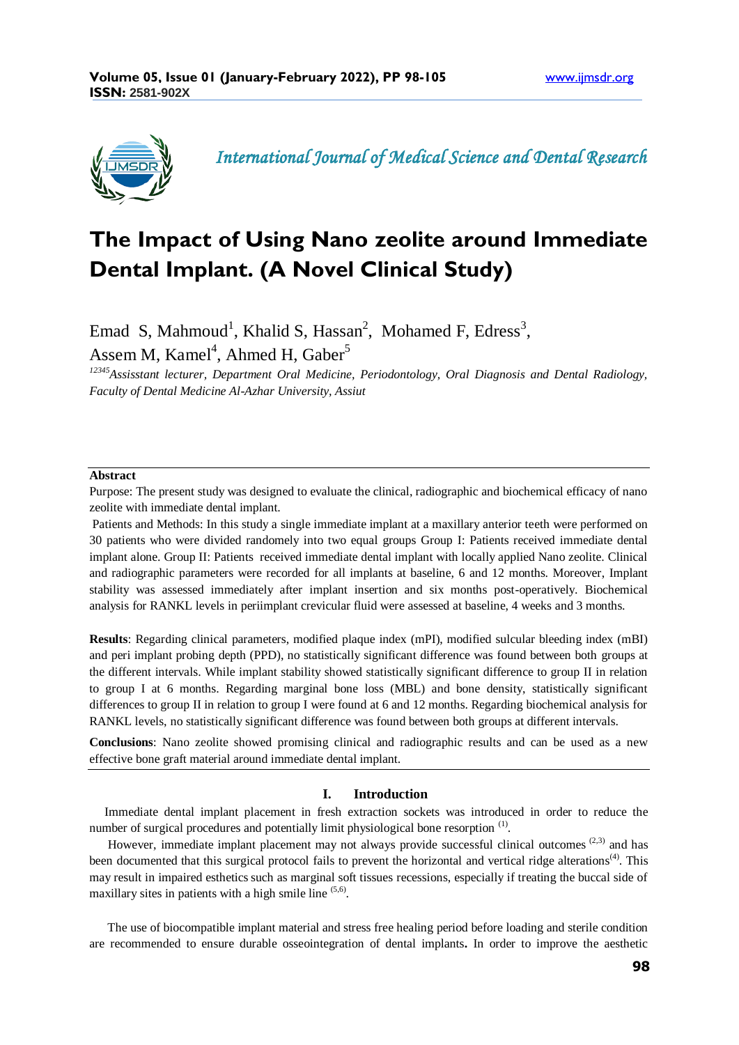# The Impact of Using Nano zeolite around Immediate Dental Implant. (A Novel Clinical Study)

Emad S, Mahmoud[1], Khalid S, Hassan[2], Mohamed F, Edress[3], Assem M, Kamel[4], Ahmed H, Gaber[5]

*[12345]Assisstant lecturer, Department Oral Medicine, Periodontology, Oral Diagnosis and Dental Radiology, Faculty of Dental Medicine Al-Azhar University, Assiut*

**Abstract**

Purpose: The present study was designed to evaluate the clinical, radiographic and biochemical efficacy of nano zeolite with immediate dental implant.

Patients and Methods: In this study a single immediate implant at a maxillary anterior teeth were performed on 30 patients who were divided randomely into two equal groups Group I: Patients received immediate dental implant alone. Group II: Patients received immediate dental implant with locally applied Nano zeolite. Clinical and radiographic parameters were recorded for all implants at baseline, 6 and 12 months. Moreover, Implant stability was assessed immediately after implant insertion and six months post-operatively. Biochemical analysis for RANKL levels in periimplant crevicular fluid were assessed at baseline, 4 weeks and 3 months.

**Results**: Regarding clinical parameters, modified plaque index (mPI), modified sulcular bleeding index (mBI) and peri implant probing depth (PPD), no statistically significant difference was found between both groups at the different intervals. While implant stability showed statistically significant difference to group II in relation to group I at 6 months. Regarding marginal bone loss (MBL) and bone density, statistically significant differences to group II in relation to group I were found at 6 and 12 months. Regarding biochemical analysis for RANKL levels, no statistically significant difference was found between both groups at different intervals.

**Conclusions**: Nano zeolite showed promising clinical and radiographic results and can be used as a new effective bone graft material around immediate dental implant.

## I. Introduction

Immediate dental implant placement in fresh extraction sockets was introduced in order to reduce the number of surgical procedures and potentially limit physiological bone resorption [1].

However, immediate implant placement may not always provide successful clinical outcomes [2,3] and has been documented that this surgical protocol fails to prevent the horizontal and vertical ridge alterations[4]. This may result in impaired esthetics such as marginal soft tissues recessions, especially if treating the buccal side of maxillary sites in patients with a high smile line [5,6].

The use of biocompatible implant material and stress free healing period before loading and sterile condition are recommended to ensure durable osseointegration of dental implants**.** In order to improve the aesthetic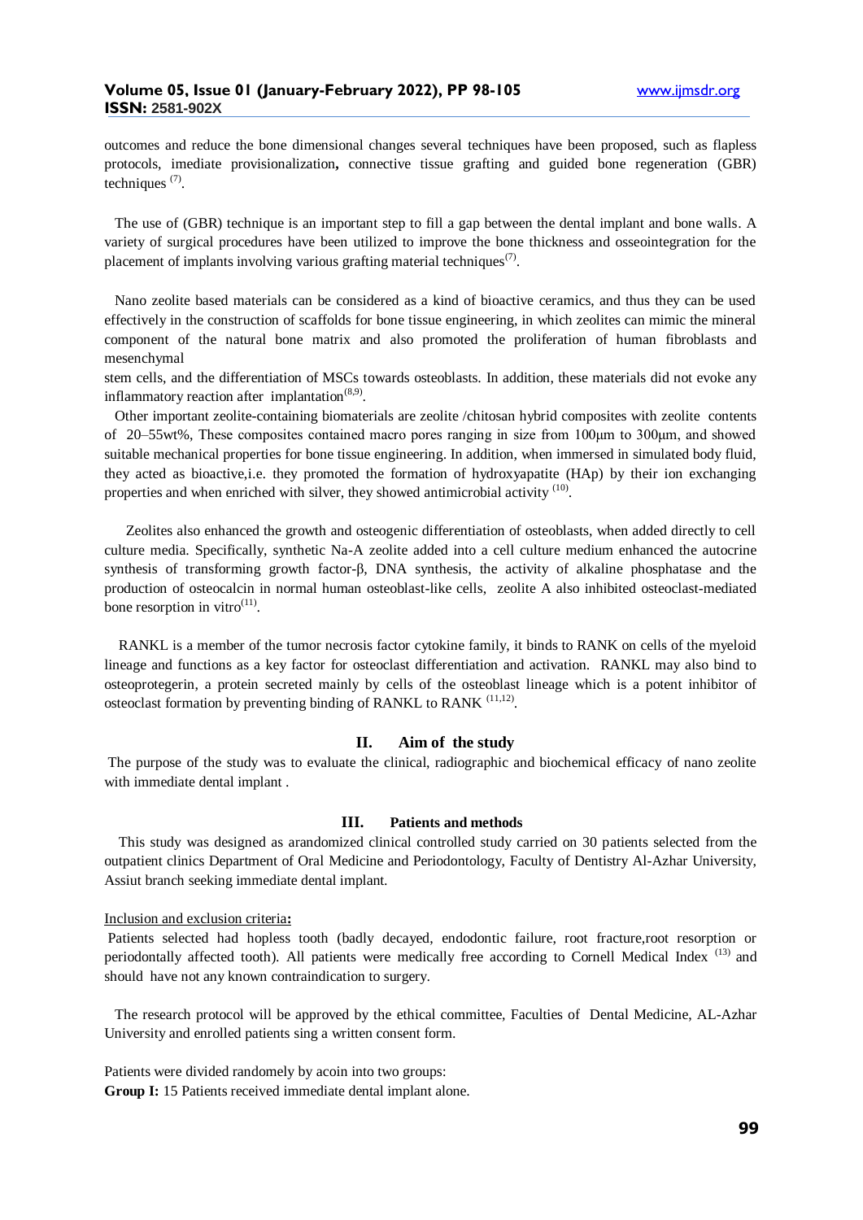outcomes and reduce the bone dimensional changes several techniques have been proposed, such as flapless protocols, imediate provisionalization**,** connective tissue grafting and guided bone regeneration (GBR) techniques [7].

The use of (GBR) technique is an important step to fill a gap between the dental implant and bone walls. A variety of surgical procedures have been utilized to improve the bone thickness and osseointegration for the placement of implants involving various grafting material techniques[7].

Nano zeolite based materials can be considered as a kind of bioactive ceramics, and thus they can be used effectively in the construction of scaffolds for bone tissue engineering, in which zeolites can mimic the mineral component of the natural bone matrix and also promoted the proliferation of human fibroblasts and mesenchymal

stem cells, and the differentiation of MSCs towards osteoblasts. In addition, these materials did not evoke any inflammatory reaction after implantation[8,9].

Other important zeolite-containing biomaterials are zeolite /chitosan hybrid composites with zeolite contents of 20–55wt%, These composites contained macro pores ranging in size from 100μm to 300μm, and showed suitable mechanical properties for bone tissue engineering. In addition, when immersed in simulated body fluid, they acted as bioactive,i.e. they promoted the formation of hydroxyapatite (HAp) by their ion exchanging properties and when enriched with silver, they showed antimicrobial activity [10].

Zeolites also enhanced the growth and osteogenic differentiation of osteoblasts, when added directly to cell culture media. Specifically, synthetic Na-A zeolite added into a cell culture medium enhanced the autocrine synthesis of transforming growth factor-β, DNA synthesis, the activity of alkaline phosphatase and the production of osteocalcin in normal human osteoblast-like cells, zeolite A also inhibited osteoclast-mediated bone resorption in vitro[11].

RANKL is a member of the tumor necrosis factor cytokine family, it binds to RANK on cells of the myeloid lineage and functions as a key factor for osteoclast differentiation and activation. RANKL may also bind to osteoprotegerin, a protein secreted mainly by cells of the osteoblast lineage which is a potent inhibitor of osteoclast formation by preventing binding of RANKL to RANK [11,12].

## II. Aim of the study

The purpose of the study was to evaluate the clinical, radiographic and biochemical efficacy of nano zeolite with immediate dental implant .

## III. Patients and methods

This study was designed as arandomized clinical controlled study carried on 30 patients selected from the outpatient clinics Department of Oral Medicine and Periodontology, Faculty of Dentistry Al-Azhar University, Assiut branch seeking immediate dental implant.

Inclusion and exclusion criteria**:**

Patients selected had hopless tooth (badly decayed, endodontic failure, root fracture,root resorption or periodontally affected tooth). All patients were medically free according to Cornell Medical Index [13] and should have not any known contraindication to surgery.

The research protocol will be approved by the ethical committee, Faculties of Dental Medicine, AL-Azhar University and enrolled patients sing a written consent form.

Patients were divided randomely by acoin into two groups:

**Group I:** 15 Patients received immediate dental implant alone.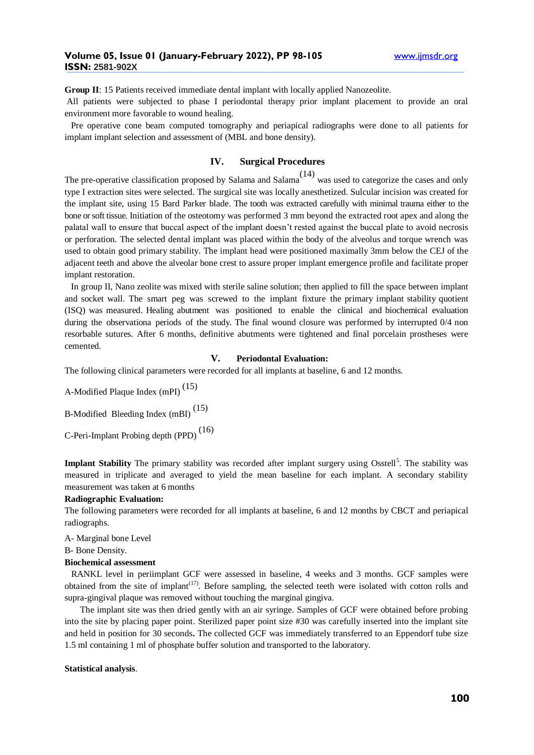**Group II**: 15 Patients received immediate dental implant with locally applied Nanozeolite.

All patients were subjected to phase I periodontal therapy prior implant placement to provide an oral environment more favorable to wound healing.

Pre operative cone beam computed tomography and periapical radiographs were done to all patients for implant implant selection and assessment of (MBL and bone density).

## IV. Surgical Procedures

The pre-operative classification proposed by Salama and Salama[(14)] was used to categorize the cases and only type I extraction sites were selected. The surgical site was locally anesthetized. Sulcular incision was created for the implant site, using 15 Bard Parker blade. The tooth was extracted carefully with minimal trauma either to the bone or soft tissue. Initiation of the osteotomy was performed 3 mm beyond the extracted root apex and along the palatal wall to ensure that buccal aspect of the implant doesn't rested against the buccal plate to avoid necrosis or perforation. The selected dental implant was placed within the body of the alveolus and torque wrench was used to obtain good primary stability. The implant head were positioned maximally 3mm below the CEJ of the adjacent teeth and above the alveolar bone crest to assure proper implant emergence profile and facilitate proper implant restoration.

In group II, Nano zeolite was mixed with sterile saline solution; then applied to fill the space between implant and socket wall. The smart peg was screwed to the implant fixture the primary implant stability quotient (ISQ) was measured. Healing abutment was positioned to enable the clinical and biochemical evaluation during the observationa periods of the study. The final wound closure was performed by interrupted 0/4 non resorbable sutures. After 6 months, definitive abutments were tightened and final porcelain prostheses were cemented.

## V. Periodontal Evaluation:

The following clinical parameters were recorded for all implants at baseline, 6 and 12 months.

A-Modified Plaque Index (mPI) [(15)]

B-Modified Bleeding Index (mBI) [(15)]

C-Peri-Implant Probing depth (PPD) [(16)]

**Implant Stability** The primary stability was recorded after implant surgery using Osstell[5]. The stability was measured in triplicate and averaged to yield the mean baseline for each implant. A secondary stability measurement was taken at 6 months

**Radiographic Evaluation:**

The following parameters were recorded for all implants at baseline, 6 and 12 months by CBCT and periapical radiographs.

A- Marginal bone Level

B- Bone Density.

**Biochemical assessment**

RANKL level in periimplant GCF were assessed in baseline, 4 weeks and 3 months. GCF samples were obtained from the site of implant[(17)]. Before sampling, the selected teeth were isolated with cotton rolls and supra-gingival plaque was removed without touching the marginal gingiva.

The implant site was then dried gently with an air syringe. Samples of GCF were obtained before probing into the site by placing paper point. Sterilized paper point size #30 was carefully inserted into the implant site and held in position for 30 seconds**.** The collected GCF was immediately transferred to an Eppendorf tube size 1.5 ml containing 1 ml of phosphate buffer solution and transported to the laboratory.

**Statistical analysis**.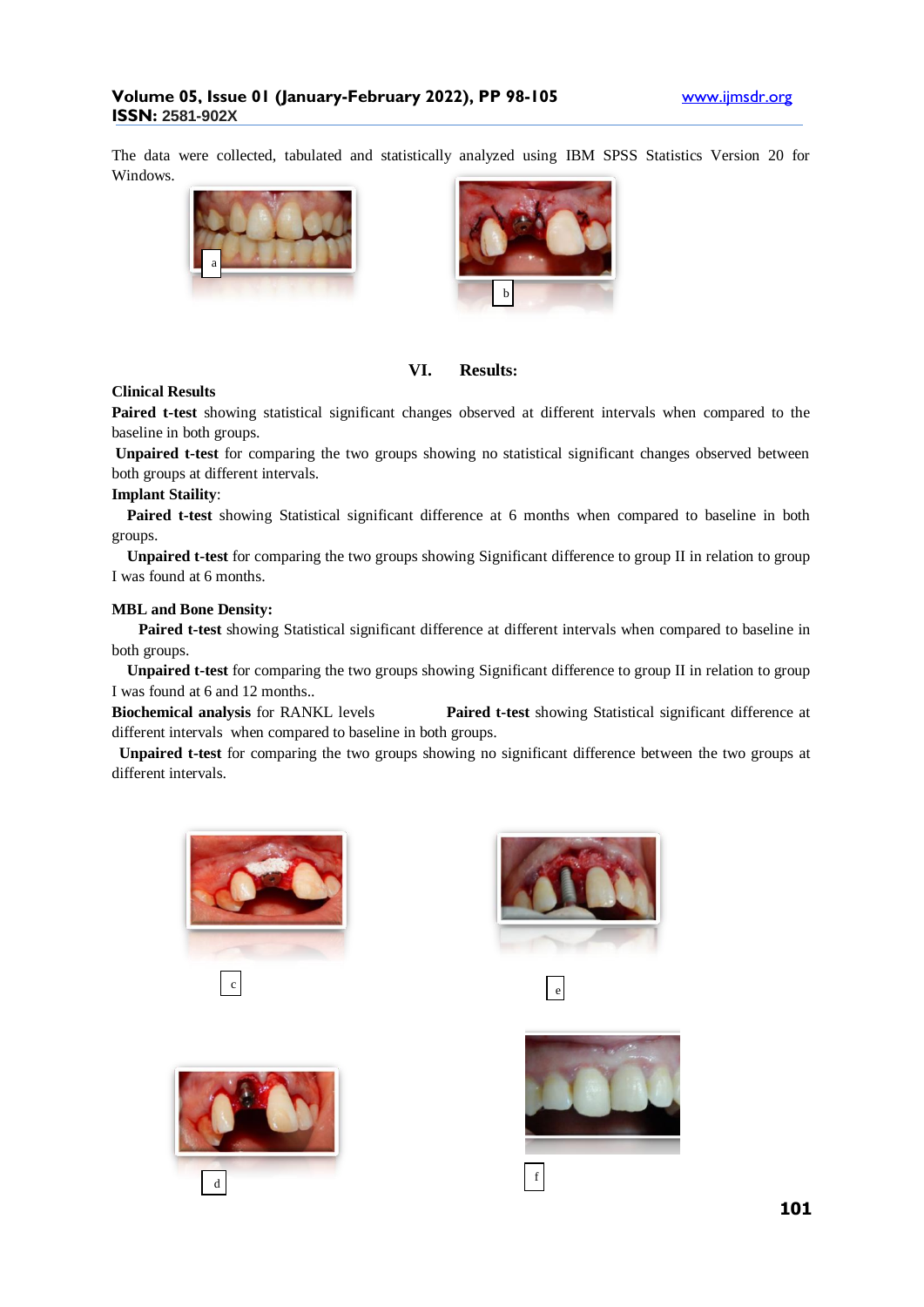The data were collected, tabulated and statistically analyzed using IBM SPSS Statistics Version 20 for Windows.

a

b

## VI. Results:

**Clinical Results**

**Paired t-test** showing statistical significant changes observed at different intervals when compared to the baseline in both groups.

**Unpaired t-test** for comparing the two groups showing no statistical significant changes observed between both groups at different intervals.

**Implant Staility**:

**Paired t-test** showing Statistical significant difference at 6 months when compared to baseline in both groups.

**Unpaired t-test** for comparing the two groups showing Significant difference to group II in relation to group I was found at 6 months.

**MBL and Bone Density:**

**Paired t-test** showing Statistical significant difference at different intervals when compared to baseline in both groups.

**Unpaired t-test** for comparing the two groups showing Significant difference to group II in relation to group I was found at 6 and 12 months..

**Biochemical analysis** for RANKL levels **Paired t-test** showing Statistical significant difference at different intervals when compared to baseline in both groups.

**Unpaired t-test** for comparing the two groups showing no significant difference between the two groups at different intervals.

c

e

d

f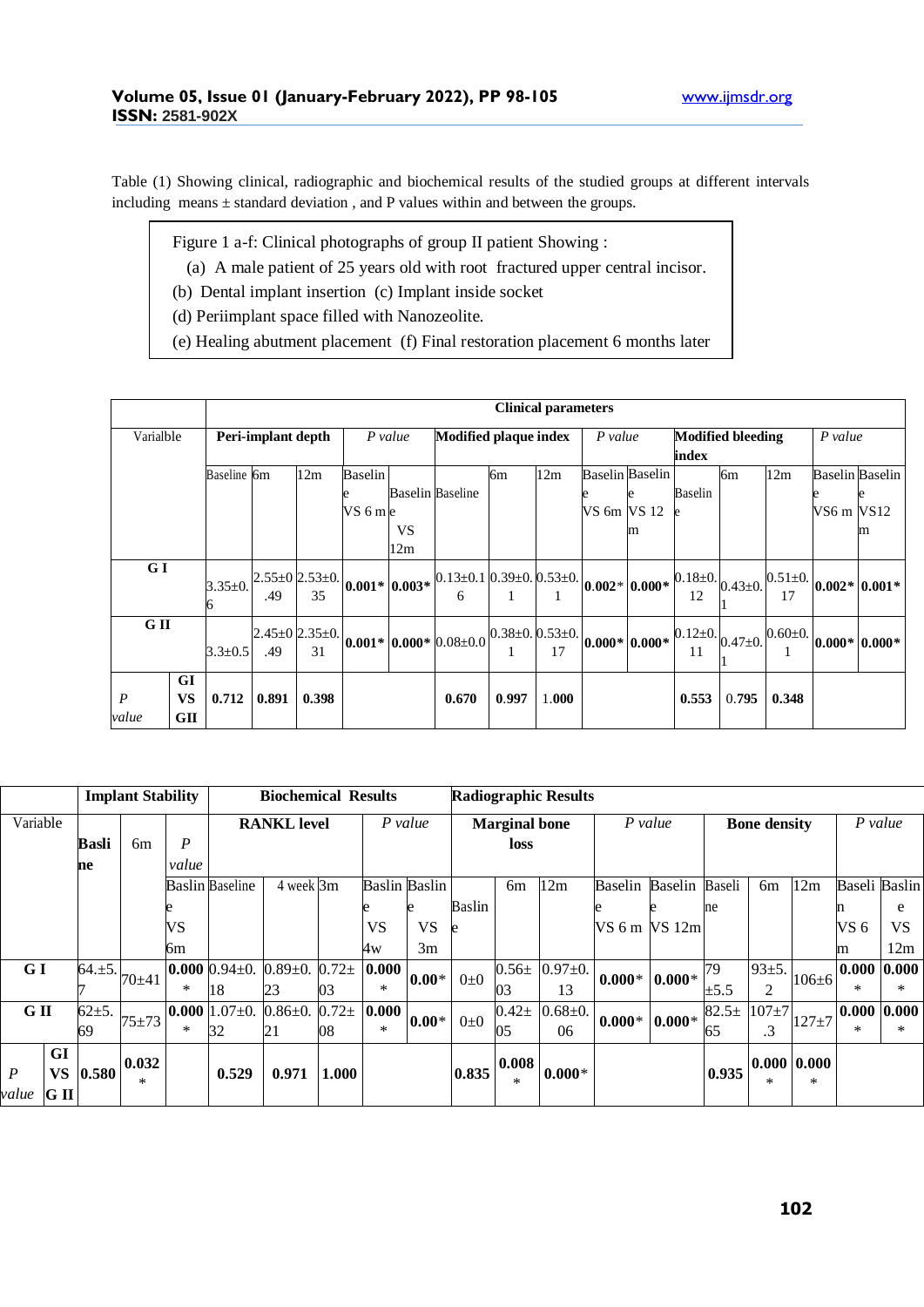Table (1) Showing clinical, radiographic and biochemical results of the studied groups at different intervals including means ± standard deviation , and P values within and between the groups.

Figure 1 a-f: Clinical photographs of group II patient Showing :

(a) A male patient of 25 years old with root fractured upper central incisor.

(b) Dental implant insertion (c) Implant inside socket

(d) Periimplant space filled with Nanozeolite.

(e) Healing abutment placement (f) Final restoration placement 6 months later

| Varialble | | Clinical parameters | | | | | | | | | | | | | | |
|---|---|---|---|---|---|---|---|---|---|---|---|---|---|---|---|---|
| | | **Peri-implant depth** | | | *P value* | | **Modified plaque index** | | | *P value* | | **Modified bleeding index** | | | *P value* | |
| | | Baseline | 6m | 12m | Baseline VS 6 m | Baseline VS 12m | Baseline | 6m | 12m | Baseline VS 6m | Baseline VS 12m | Baseline | 6m | 12m | Baseline VS6 m | Baseline VS12 m |
| **G I** | | 3.35±0.6 | 2.55±0.49 | 2.53±0.35 | **0.001*** | **0.003*** | 0.13±0.16 | 0.39±0.1 | 0.53±0.1 | **0.002*** | **0.000*** | 0.18±0.12 | 0.43±0.1 | 0.51±0.17 | **0.002*** | **0.001*** |
| **G II** | | 3.3±0.5 | 2.45±0.49 | 2.35±0.31 | **0.001*** | **0.000*** | 0.08±0.0 | 0.38±0.1 | 0.53±0.17 | **0.000*** | **0.000*** | 0.12±0.11 | 0.47±0.1 | 0.60±0.1 | **0.000*** | **0.000*** |
| *P value* | **GI VS GII** | **0.712** | **0.891** | **0.398** | | | **0.670** | **0.997** | 1.000 | | | **0.553** | 0.795 | **0.348** | | |

| Variable | | **Implant Stability** | | | **Biochemical Results** | | | | | **Radiographic Results** | | | | | | | | | |
|---|---|---|---|---|---|---|---|---|---|---|---|---|---|---|---|---|---|---|---|
| | | **Basline** | 6m | *P value* | **RANKL level** | | | *P value* | | **Marginal bone loss** | | | *P value* | | **Bone density** | | | *P value* | |
| | | | | Basline VS 6m | Baseline | 4 week | 3m | Basline VS 4w | Basline VS 3m | Basline | 6m | 12m | Baseline VS 6 m | Baseline VS 12m | Baseline | 6m | 12m | Baseline VS 6 m | Basline VS 12m |
| **G I** | | 64.±5.7 | 70±41 | **0.000*** | 0.94±0.18 | 0.89±0.23 | 0.72±03 | **0.000*** | **0.00*** | 0±0 | 0.56±03 | 0.97±0.13 | **0.000*** | **0.000*** | 79 ±5.5 | 93±5.2 | 106±6 | **0.000*** | **0.000*** |
| **G II** | | 62±5.69 | 75±73 | **0.000*** | 1.07±0.32 | 0.86±0.21 | 0.72±08 | **0.000*** | **0.00*** | 0±0 | 0.42±05 | 0.68±0.06 | **0.000*** | **0.000*** | 82.5±65 | 107±7.3 | 127±7 | **0.000*** | **0.000*** |
| *P value* | **GI VS G II** | **0.580** | **0.032*** | | **0.529** | **0.971** | **1.000** | | | **0.835** | **0.008*** | **0.000*** | | | **0.935** | **0.000*** | **0.000*** | | |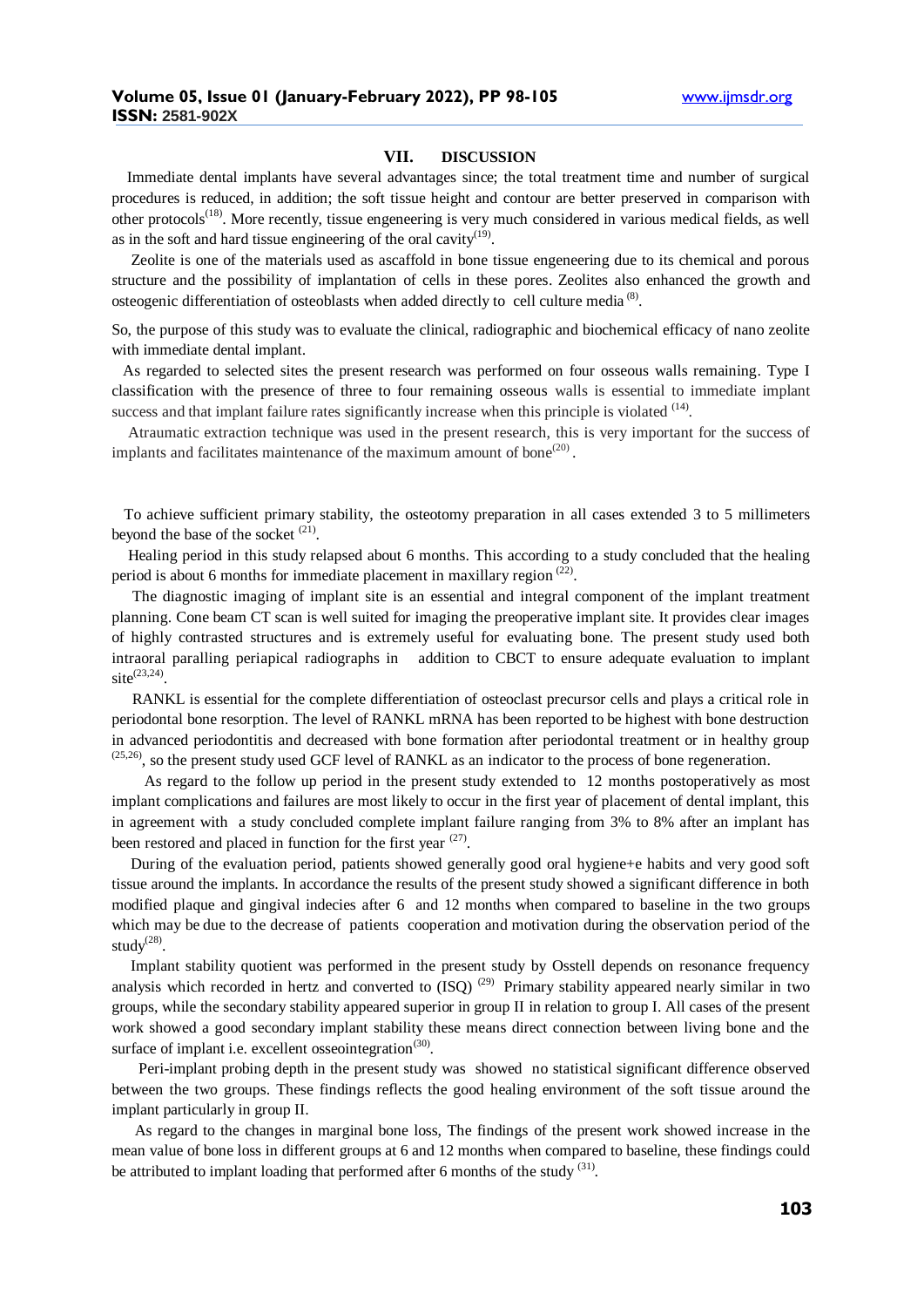## VII. DISCUSSION

Immediate dental implants have several advantages since; the total treatment time and number of surgical procedures is reduced, in addition; the soft tissue height and contour are better preserved in comparison with other protocols[18]. More recently, tissue engeneering is very much considered in various medical fields, as well as in the soft and hard tissue engineering of the oral cavity[19].

Zeolite is one of the materials used as ascaffold in bone tissue engeneering due to its chemical and porous structure and the possibility of implantation of cells in these pores. Zeolites also enhanced the growth and osteogenic differentiation of osteoblasts when added directly to cell culture media[8].

So, the purpose of this study was to evaluate the clinical, radiographic and biochemical efficacy of nano zeolite with immediate dental implant.

As regarded to selected sites the present research was performed on four osseous walls remaining. Type I classification with the presence of three to four remaining osseous walls is essential to immediate implant success and that implant failure rates significantly increase when this principle is violated [14].

Atraumatic extraction technique was used in the present research, this is very important for the success of implants and facilitates maintenance of the maximum amount of bone[20].

To achieve sufficient primary stability, the osteotomy preparation in all cases extended 3 to 5 millimeters beyond the base of the socket [21].

Healing period in this study relapsed about 6 months. This according to a study concluded that the healing period is about 6 months for immediate placement in maxillary region [22].

The diagnostic imaging of implant site is an essential and integral component of the implant treatment planning. Cone beam CT scan is well suited for imaging the preoperative implant site. It provides clear images of highly contrasted structures and is extremely useful for evaluating bone. The present study used both intraoral paralling periapical radiographs in addition to CBCT to ensure adequate evaluation to implant site[23,24].

RANKL is essential for the complete differentiation of osteoclast precursor cells and plays a critical role in periodontal bone resorption. The level of RANKL mRNA has been reported to be highest with bone destruction in advanced periodontitis and decreased with bone formation after periodontal treatment or in healthy group [25,26], so the present study used GCF level of RANKL as an indicator to the process of bone regeneration.

As regard to the follow up period in the present study extended to 12 months postoperatively as most implant complications and failures are most likely to occur in the first year of placement of dental implant, this in agreement with a study concluded complete implant failure ranging from 3% to 8% after an implant has been restored and placed in function for the first year [27].

During of the evaluation period, patients showed generally good oral hygiene+e habits and very good soft tissue around the implants. In accordance the results of the present study showed a significant difference in both modified plaque and gingival indecies after 6 and 12 months when compared to baseline in the two groups which may be due to the decrease of patients cooperation and motivation during the observation period of the study[28].

Implant stability quotient was performed in the present study by Osstell depends on resonance frequency analysis which recorded in hertz and converted to (ISQ) [29] Primary stability appeared nearly similar in two groups, while the secondary stability appeared superior in group II in relation to group I. All cases of the present work showed a good secondary implant stability these means direct connection between living bone and the surface of implant i.e. excellent osseointegration[30].

Peri-implant probing depth in the present study was showed no statistical significant difference observed between the two groups. These findings reflects the good healing environment of the soft tissue around the implant particularly in group II.

As regard to the changes in marginal bone loss, The findings of the present work showed increase in the mean value of bone loss in different groups at 6 and 12 months when compared to baseline, these findings could be attributed to implant loading that performed after 6 months of the study [31].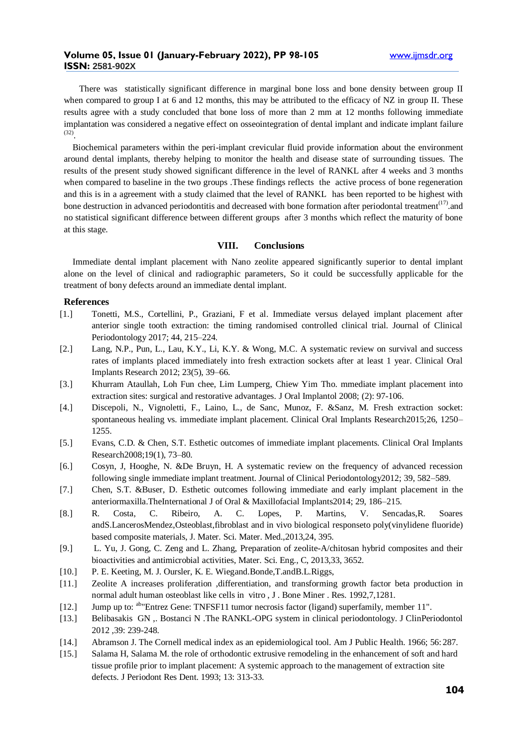There was statistically significant difference in marginal bone loss and bone density between group II when compared to group I at 6 and 12 months, this may be attributed to the efficacy of NZ in group II. These results agree with a study concluded that bone loss of more than 2 mm at 12 months following immediate implantation was considered a negative effect on osseointegration of dental implant and indicate implant failure [32].

Biochemical parameters within the peri-implant crevicular fluid provide information about the environment around dental implants, thereby helping to monitor the health and disease state of surrounding tissues. The results of the present study showed significant difference in the level of RANKL after 4 weeks and 3 months when compared to baseline in the two groups .These findings reflects the active process of bone regeneration and this is in a agreement with a study claimed that the level of RANKL has been reported to be highest with bone destruction in advanced periodontitis and decreased with bone formation after periodontal treatment[17].and no statistical significant difference between different groups after 3 months which reflect the maturity of bone at this stage.

## VIII. Conclusions

Immediate dental implant placement with Nano zeolite appeared significantly superior to dental implant alone on the level of clinical and radiographic parameters, So it could be successfully applicable for the treatment of bony defects around an immediate dental implant.

## References

[1.] Tonetti, M.S., Cortellini, P., Graziani, F et al. Immediate versus delayed implant placement after anterior single tooth extraction: the timing randomised controlled clinical trial. Journal of Clinical Periodontology 2017; 44, 215–224.

[2.] Lang, N.P., Pun, L., Lau, K.Y., Li, K.Y. & Wong, M.C. A systematic review on survival and success rates of implants placed immediately into fresh extraction sockets after at least 1 year. Clinical Oral Implants Research 2012; 23(5), 39–66.

[3.] Khurram Ataullah, Loh Fun chee, Lim Lumperg, Chiew Yim Tho. mmediate implant placement into extraction sites: surgical and restorative advantages. J Oral Implantol 2008; (2): 97-106.

[4.] Discepoli, N., Vignoletti, F., Laino, L., de Sanc, Munoz, F. &Sanz, M. Fresh extraction socket: spontaneous healing vs. immediate implant placement. Clinical Oral Implants Research2015;26, 1250–1255.

[5.] Evans, C.D. & Chen, S.T. Esthetic outcomes of immediate implant placements. Clinical Oral Implants Research2008;19(1), 73–80.

[6.] Cosyn, J, Hooghe, N. &De Bruyn, H. A systematic review on the frequency of advanced recession following single immediate implant treatment. Journal of Clinical Periodontology2012; 39, 582–589.

[7.] Chen, S.T. &Buser, D. Esthetic outcomes following immediate and early implant placement in the anteriormaxilla.TheInternational J of Oral & Maxillofacial Implants2014; 29, 186–215.

[8.] R. Costa, C. Ribeiro, A. C. Lopes, P. Martins, V. Sencadas,R. Soares andS.LancerosMendez,Osteoblast,fibroblast and in vivo biological responseto poly(vinylidene fluoride) based composite materials, J. Mater. Sci. Mater. Med.,2013,24, 395.

[9.] L. Yu, J. Gong, C. Zeng and L. Zhang, Preparation of zeolite-A/chitosan hybrid composites and their bioactivities and antimicrobial activities, Mater. Sci. Eng., C, 2013,33, 3652.

[10.] P. E. Keeting, M. J. Oursler, K. E. Wiegand.Bonde,T.andB.L.Riggs,

[11.] Zeolite A increases proliferation ,differentiation, and transforming growth factor beta production in normal adult human osteoblast like cells in vitro , J . Bone Miner . Res. 1992,7,1281.

[12.] Jump up to: [ab]"Entrez Gene: TNFSF11 tumor necrosis factor (ligand) superfamily, member 11".

[13.] Belibasakis GN ,. Bostanci N .The RANKL-OPG system in clinical periodontology. J ClinPeriodontol 2012 ,39: 239-248.

[14.] Abramson J. The Cornell medical index as an epidemiological tool. Am J Public Health. 1966; 56: 287.

[15.] Salama H, Salama M. the role of orthodontic extrusive remodeling in the enhancement of soft and hard tissue profile prior to implant placement: A systemic approach to the management of extraction site defects. J Periodont Res Dent. 1993; 13: 313-33.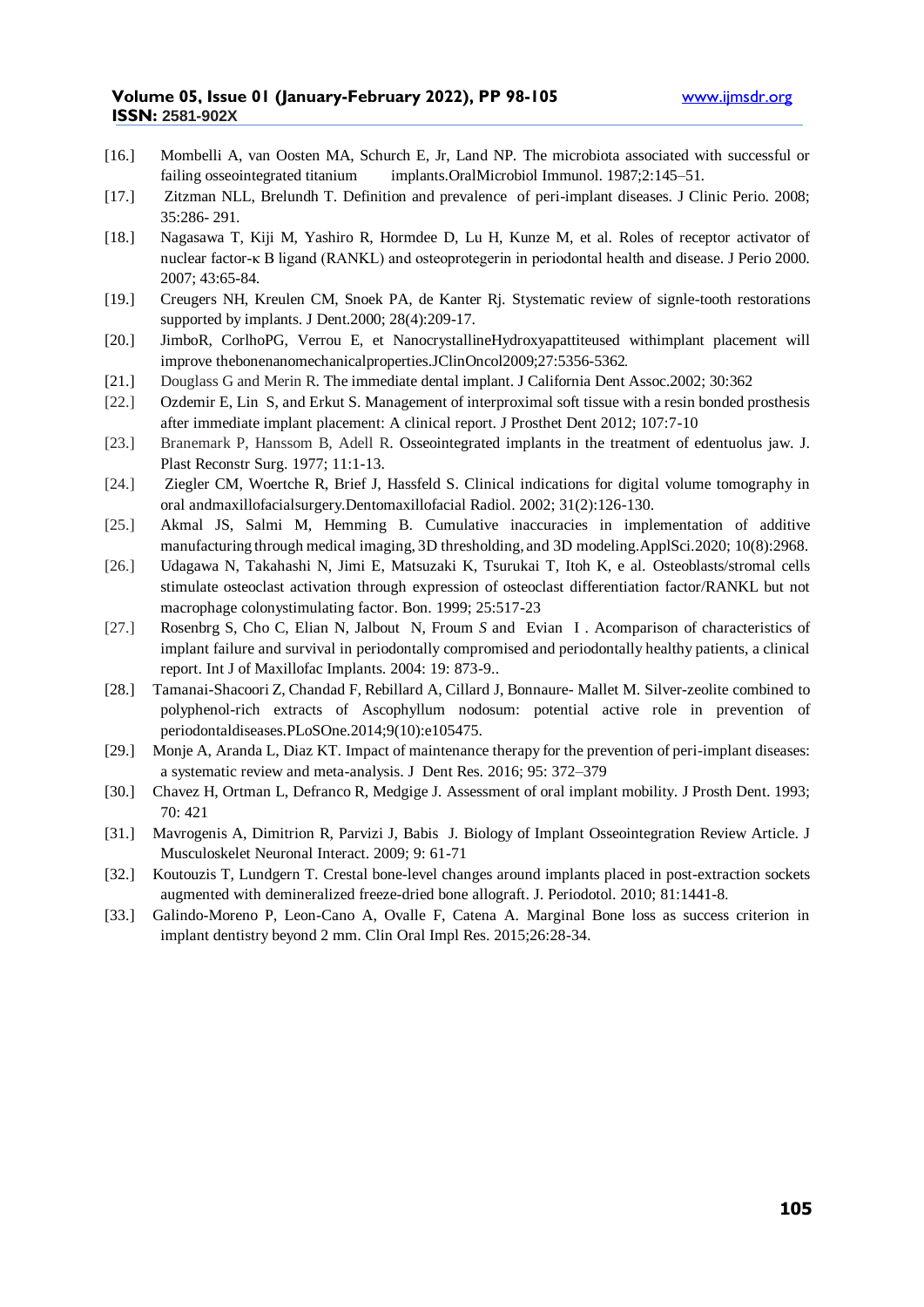[16.] Mombelli A, van Oosten MA, Schurch E, Jr, Land NP. The microbiota associated with successful or failing osseointegrated titanium implants.OralMicrobiol Immunol. 1987;2:145–51.

[17.] Zitzman NLL, Brelundh T. Definition and prevalence of peri-implant diseases. J Clinic Perio. 2008; 35:286- 291.

[18.] Nagasawa T, Kiji M, Yashiro R, Hormdee D, Lu H, Kunze M, et al. Roles of receptor activator of nuclear factor-κ B ligand (RANKL) and osteoprotegerin in periodontal health and disease. J Perio 2000. 2007; 43:65-84.

[19.] Creugers NH, Kreulen CM, Snoek PA, de Kanter Rj. Stystematic review of signle-tooth restorations supported by implants. J Dent.2000; 28(4):209-17.

[20.] JimboR, CorlhoPG, Verrou E, et NanocrystallineHydroxyapattiteused withimplant placement will improve thebonenanomechanicalproperties.JClinOncol2009;27:5356-5362.

[21.] Douglass G and Merin R. The immediate dental implant. J California Dent Assoc.2002; 30:362

[22.] Ozdemir E, Lin S, and Erkut S. Management of interproximal soft tissue with a resin bonded prosthesis after immediate implant placement: A clinical report. J Prosthet Dent 2012; 107:7-10

[23.] Branemark P, Hanssom B, Adell R. Osseointegrated implants in the treatment of edentuolus jaw. J. Plast Reconstr Surg. 1977; 11:1-13.

[24.] Ziegler CM, Woertche R, Brief J, Hassfeld S. Clinical indications for digital volume tomography in oral andmaxillofacialsurgery.Dentomaxillofacial Radiol. 2002; 31(2):126-130.

[25.] Akmal JS, Salmi M, Hemming B. Cumulative inaccuracies in implementation of additive manufacturing through medical imaging, 3D thresholding, and 3D modeling.ApplSci.2020; 10(8):2968.

[26.] Udagawa N, Takahashi N, Jimi E, Matsuzaki K, Tsurukai T, Itoh K, e al. Osteoblasts/stromal cells stimulate osteoclast activation through expression of osteoclast differentiation factor/RANKL but not macrophage colonystimulating factor. Bon. 1999; 25:517-23

[27.] Rosenbrg S, Cho C, Elian N, Jalbout N, Froum *S* and Evian I . Acomparison of characteristics of implant failure and survival in periodontally compromised and periodontally healthy patients, a clinical report. Int J of Maxillofac Implants. 2004: 19: 873-9..

[28.] Tamanai-Shacoori Z, Chandad F, Rebillard A, Cillard J, Bonnaure- Mallet M. Silver-zeolite combined to polyphenol-rich extracts of Ascophyllum nodosum: potential active role in prevention of periodontaldiseases.PLoSOne.2014;9(10):e105475.

[29.] Monje A, Aranda L, Diaz KT. Impact of maintenance therapy for the prevention of peri-implant diseases: a systematic review and meta-analysis. J Dent Res. 2016; 95: 372–379

[30.] Chavez H, Ortman L, Defranco R, Medgige J. Assessment of oral implant mobility. J Prosth Dent. 1993; 70: 421

[31.] Mavrogenis A, Dimitrion R, Parvizi J, Babis J. Biology of Implant Osseointegration Review Article. J Musculoskelet Neuronal Interact. 2009; 9: 61-71

[32.] Koutouzis T, Lundgern T. Crestal bone-level changes around implants placed in post-extraction sockets augmented with demineralized freeze-dried bone allograft. J. Periodotol. 2010; 81:1441-8.

[33.] Galindo-Moreno P, Leon-Cano A, Ovalle F, Catena A. Marginal Bone loss as success criterion in implant dentistry beyond 2 mm. Clin Oral Impl Res. 2015;26:28-34.